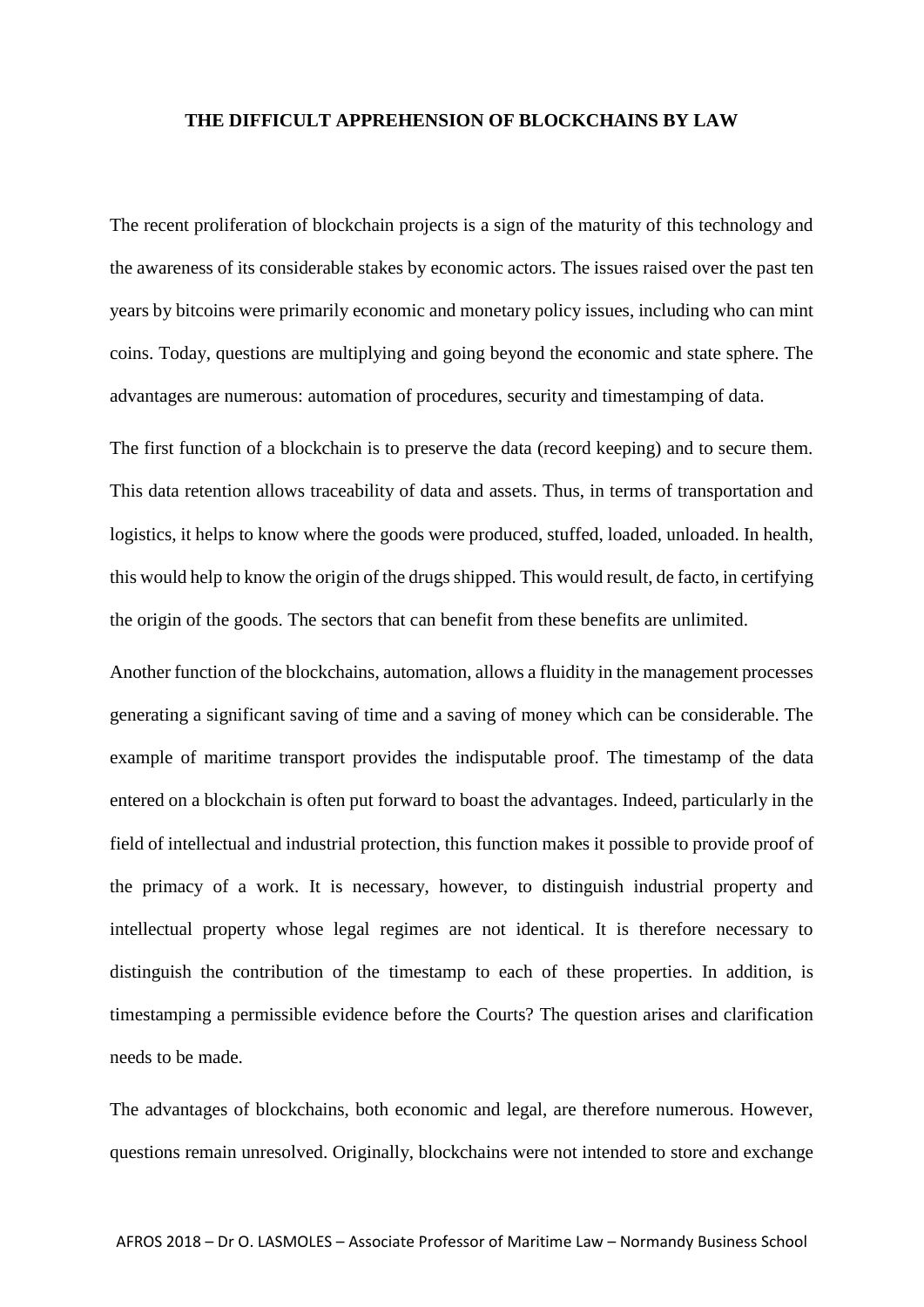# THE DIFFICULT APPREHENSION OF BLOCKCHAINS BY LAW

The recent proliferation of blockchain projects is a sign of the maturity of this technology and the awareness of its considerable stakes by economic actors. The issues raised over the past ten years by bitcoins were primarily economic and monetary policy issues, including who can mint coins. Today, questions are multiplying and going beyond the economic and state sphere. The advantages are numerous: automation of procedures, security and timestamping of data.

The first function of a blockchain is to preserve the data (record keeping) and to secure them. This data retention allows traceability of data and assets. Thus, in terms of transportation and logistics, it helps to know where the goods were produced, stuffed, loaded, unloaded. In health, this would help to know the origin of the drugs shipped. This would result, de facto, in certifying the origin of the goods. The sectors that can benefit from these benefits are unlimited.

Another function of the blockchains, automation, allows a fluidity in the management processes generating a significant saving of time and a saving of money which can be considerable. The example of maritime transport provides the indisputable proof. The timestamp of the data entered on a blockchain is often put forward to boast the advantages. Indeed, particularly in the field of intellectual and industrial protection, this function makes it possible to provide proof of the primacy of a work. It is necessary, however, to distinguish industrial property and intellectual property whose legal regimes are not identical. It is therefore necessary to distinguish the contribution of the timestamp to each of these properties. In addition, is timestamping a permissible evidence before the Courts? The question arises and clarification needs to be made.

The advantages of blockchains, both economic and legal, are therefore numerous. However, questions remain unresolved. Originally, blockchains were not intended to store and exchange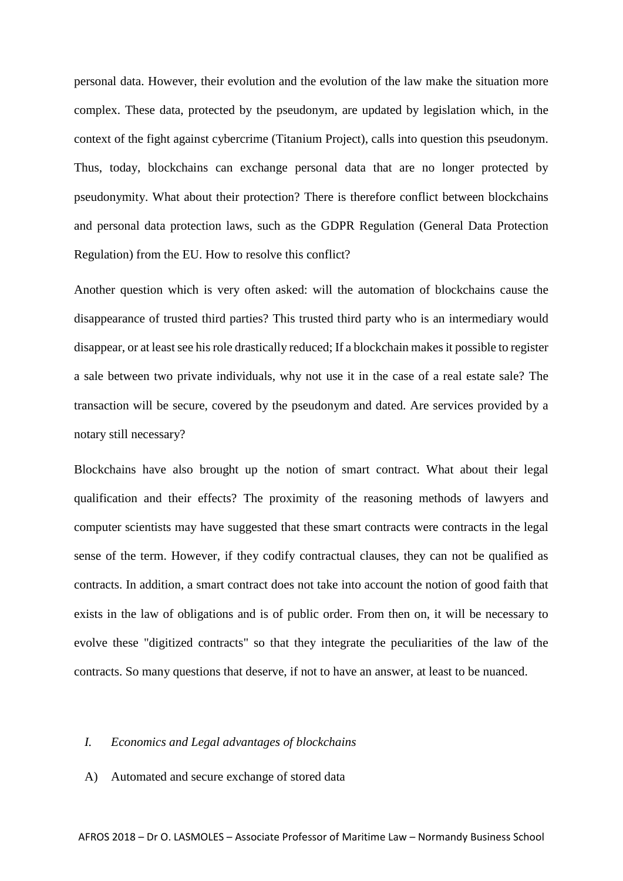personal data. However, their evolution and the evolution of the law make the situation more complex. These data, protected by the pseudonym, are updated by legislation which, in the context of the fight against cybercrime (Titanium Project), calls into question this pseudonym. Thus, today, blockchains can exchange personal data that are no longer protected by pseudonymity. What about their protection? There is therefore conflict between blockchains and personal data protection laws, such as the GDPR Regulation (General Data Protection Regulation) from the EU. How to resolve this conflict?

Another question which is very often asked: will the automation of blockchains cause the disappearance of trusted third parties? This trusted third party who is an intermediary would disappear, or at least see his role drastically reduced; If a blockchain makes it possible to register a sale between two private individuals, why not use it in the case of a real estate sale? The transaction will be secure, covered by the pseudonym and dated. Are services provided by a notary still necessary?

Blockchains have also brought up the notion of smart contract. What about their legal qualification and their effects? The proximity of the reasoning methods of lawyers and computer scientists may have suggested that these smart contracts were contracts in the legal sense of the term. However, if they codify contractual clauses, they can not be qualified as contracts. In addition, a smart contract does not take into account the notion of good faith that exists in the law of obligations and is of public order. From then on, it will be necessary to evolve these "digitized contracts" so that they integrate the peculiarities of the law of the contracts. So many questions that deserve, if not to have an answer, at least to be nuanced.

## *I. Economics and Legal advantages of blockchains*

### A) Automated and secure exchange of stored data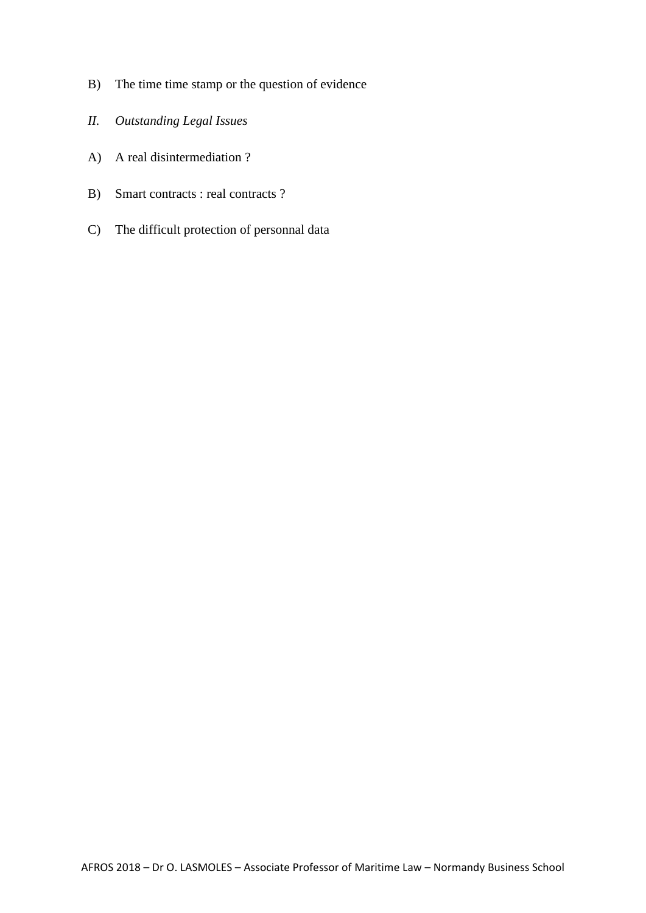B) The time time stamp or the question of evidence

*II. Outstanding Legal Issues*

A) A real disintermediation ?

B) Smart contracts : real contracts ?

C) The difficult protection of personnal data